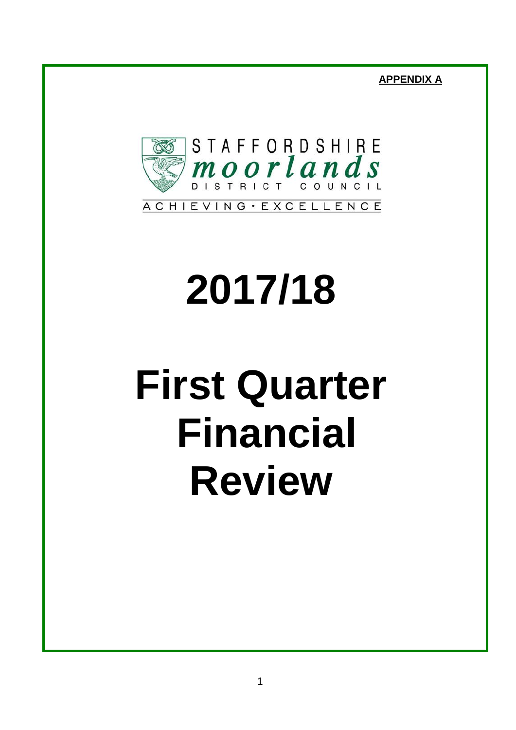**APPENDIX A**

STAFFORDSHIRE
*moorlands*
DISTRICT COUNCIL
ACHIEVING · EXCELLENCE

# 2017/18

# First Quarter Financial Review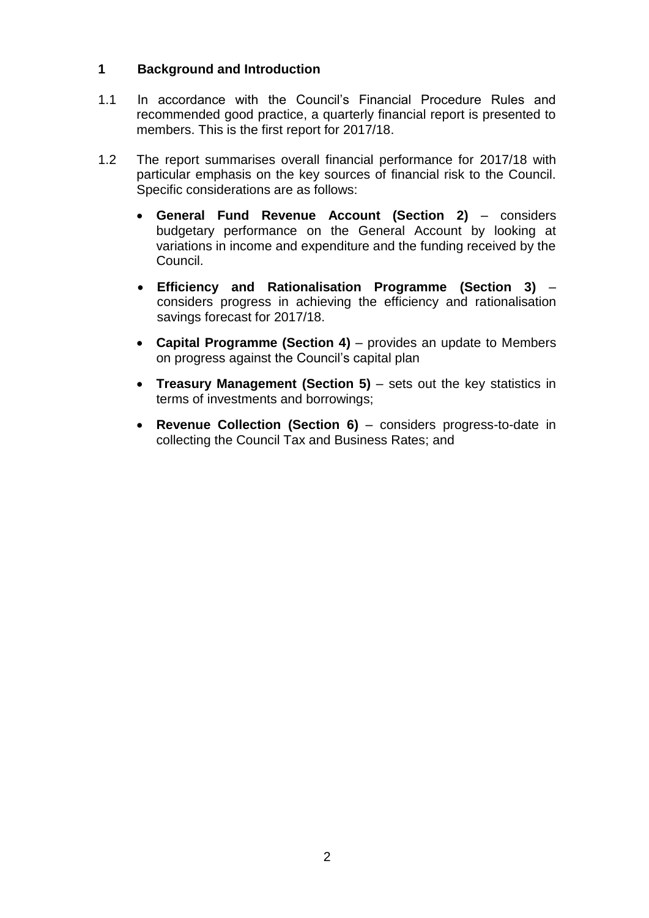## 1 Background and Introduction

1.1 In accordance with the Council's Financial Procedure Rules and recommended good practice, a quarterly financial report is presented to members. This is the first report for 2017/18.

1.2 The report summarises overall financial performance for 2017/18 with particular emphasis on the key sources of financial risk to the Council. Specific considerations are as follows:

- **General Fund Revenue Account (Section 2)** – considers budgetary performance on the General Account by looking at variations in income and expenditure and the funding received by the Council.
- **Efficiency and Rationalisation Programme (Section 3)** – considers progress in achieving the efficiency and rationalisation savings forecast for 2017/18.
- **Capital Programme (Section 4)** – provides an update to Members on progress against the Council's capital plan
- **Treasury Management (Section 5)** – sets out the key statistics in terms of investments and borrowings;
- **Revenue Collection (Section 6)** – considers progress-to-date in collecting the Council Tax and Business Rates; and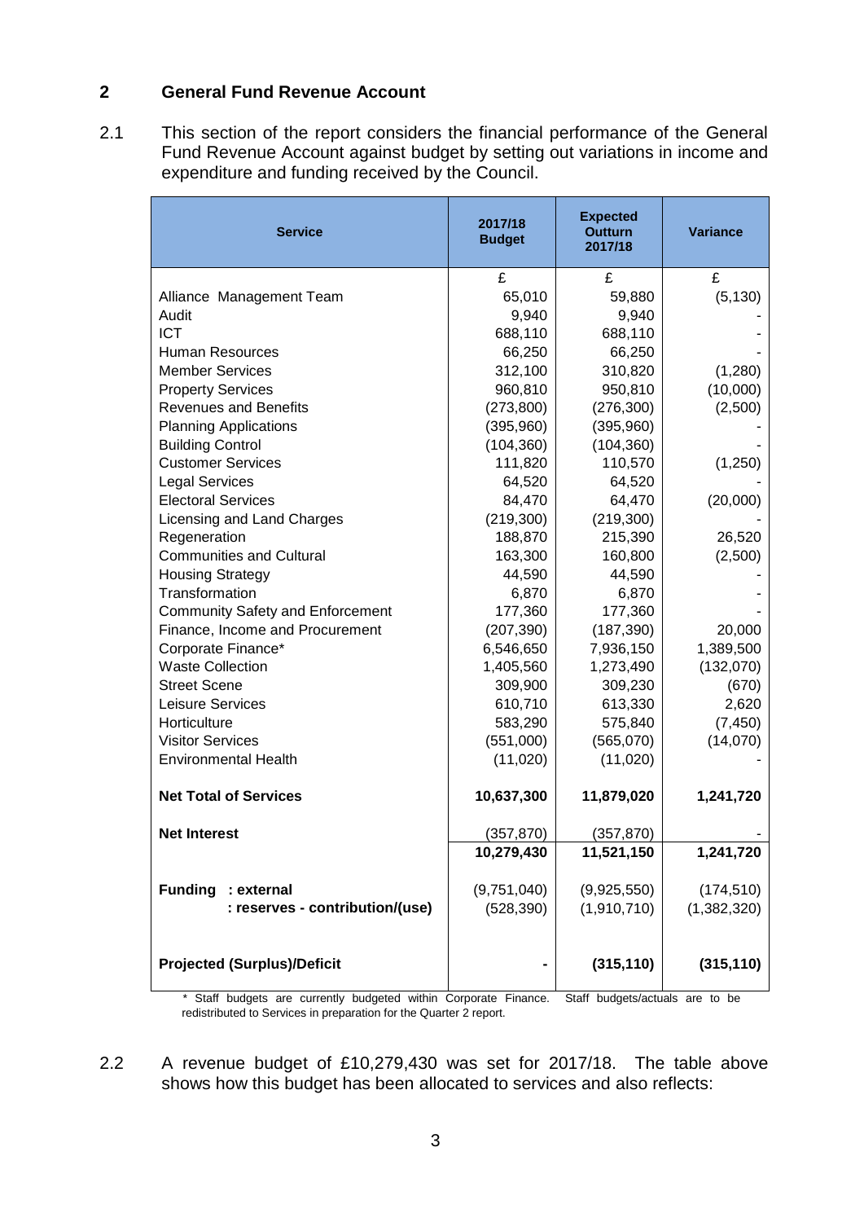## 2 General Fund Revenue Account

2.1 This section of the report considers the financial performance of the General Fund Revenue Account against budget by setting out variations in income and expenditure and funding received by the Council.

| Service | 2017/18 Budget | Expected Outturn 2017/18 | Variance |
|---|---|---|---|
| | £ | £ | £ |
| Alliance Management Team | 65,010 | 59,880 | (5,130) |
| Audit | 9,940 | 9,940 | - |
| ICT | 688,110 | 688,110 | - |
| Human Resources | 66,250 | 66,250 | - |
| Member Services | 312,100 | 310,820 | (1,280) |
| Property Services | 960,810 | 950,810 | (10,000) |
| Revenues and Benefits | (273,800) | (276,300) | (2,500) |
| Planning Applications | (395,960) | (395,960) | - |
| Building Control | (104,360) | (104,360) | - |
| Customer Services | 111,820 | 110,570 | (1,250) |
| Legal Services | 64,520 | 64,520 | - |
| Electoral Services | 84,470 | 64,470 | (20,000) |
| Licensing and Land Charges | (219,300) | (219,300) | - |
| Regeneration | 188,870 | 215,390 | 26,520 |
| Communities and Cultural | 163,300 | 160,800 | (2,500) |
| Housing Strategy | 44,590 | 44,590 | - |
| Transformation | 6,870 | 6,870 | - |
| Community Safety and Enforcement | 177,360 | 177,360 | - |
| Finance, Income and Procurement | (207,390) | (187,390) | 20,000 |
| Corporate Finance* | 6,546,650 | 7,936,150 | 1,389,500 |
| Waste Collection | 1,405,560 | 1,273,490 | (132,070) |
| Street Scene | 309,900 | 309,230 | (670) |
| Leisure Services | 610,710 | 613,330 | 2,620 |
| Horticulture | 583,290 | 575,840 | (7,450) |
| Visitor Services | (551,000) | (565,070) | (14,070) |
| Environmental Health | (11,020) | (11,020) | - |
| **Net Total of Services** | **10,637,300** | **11,879,020** | **1,241,720** |
| **Net Interest** | (357,870) | (357,870) | - |
| | **10,279,430** | **11,521,150** | **1,241,720** |
| **Funding : external** | (9,751,040) | (9,925,550) | (174,510) |
| **: reserves - contribution/(use)** | (528,390) | (1,910,710) | (1,382,320) |
| **Projected (Surplus)/Deficit** | **-** | **(315,110)** | **(315,110)** |

\* Staff budgets are currently budgeted within Corporate Finance. Staff budgets/actuals are to be redistributed to Services in preparation for the Quarter 2 report.

2.2 A revenue budget of £10,279,430 was set for 2017/18. The table above shows how this budget has been allocated to services and also reflects: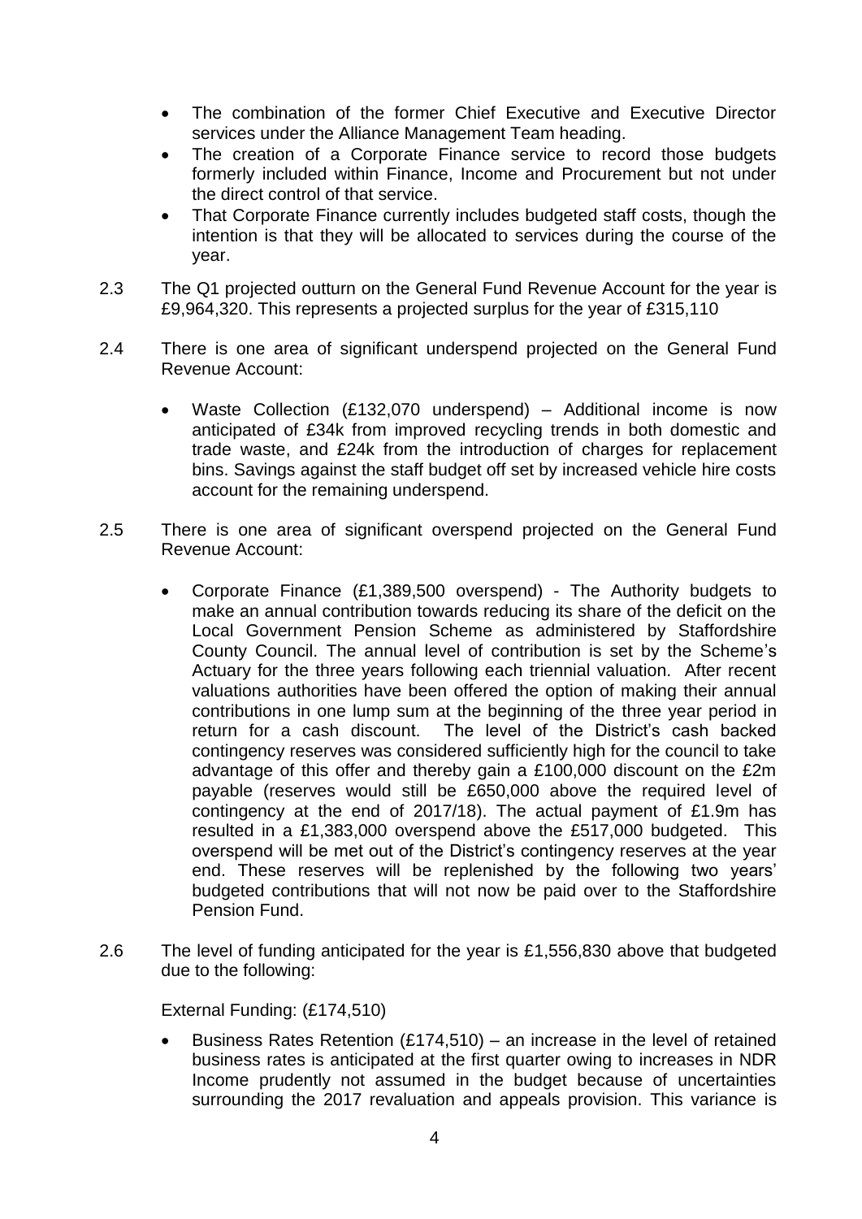- The combination of the former Chief Executive and Executive Director services under the Alliance Management Team heading.
- The creation of a Corporate Finance service to record those budgets formerly included within Finance, Income and Procurement but not under the direct control of that service.
- That Corporate Finance currently includes budgeted staff costs, though the intention is that they will be allocated to services during the course of the year.

2.3 The Q1 projected outturn on the General Fund Revenue Account for the year is £9,964,320. This represents a projected surplus for the year of £315,110

2.4 There is one area of significant underspend projected on the General Fund Revenue Account:

- Waste Collection (£132,070 underspend) – Additional income is now anticipated of £34k from improved recycling trends in both domestic and trade waste, and £24k from the introduction of charges for replacement bins. Savings against the staff budget off set by increased vehicle hire costs account for the remaining underspend.

2.5 There is one area of significant overspend projected on the General Fund Revenue Account:

- Corporate Finance (£1,389,500 overspend) - The Authority budgets to make an annual contribution towards reducing its share of the deficit on the Local Government Pension Scheme as administered by Staffordshire County Council. The annual level of contribution is set by the Scheme's Actuary for the three years following each triennial valuation. After recent valuations authorities have been offered the option of making their annual contributions in one lump sum at the beginning of the three year period in return for a cash discount. The level of the District's cash backed contingency reserves was considered sufficiently high for the council to take advantage of this offer and thereby gain a £100,000 discount on the £2m payable (reserves would still be £650,000 above the required level of contingency at the end of 2017/18). The actual payment of £1.9m has resulted in a £1,383,000 overspend above the £517,000 budgeted. This overspend will be met out of the District's contingency reserves at the year end. These reserves will be replenished by the following two years' budgeted contributions that will not now be paid over to the Staffordshire Pension Fund.

2.6 The level of funding anticipated for the year is £1,556,830 above that budgeted due to the following:

External Funding: (£174,510)

- Business Rates Retention (£174,510) – an increase in the level of retained business rates is anticipated at the first quarter owing to increases in NDR Income prudently not assumed in the budget because of uncertainties surrounding the 2017 revaluation and appeals provision. This variance is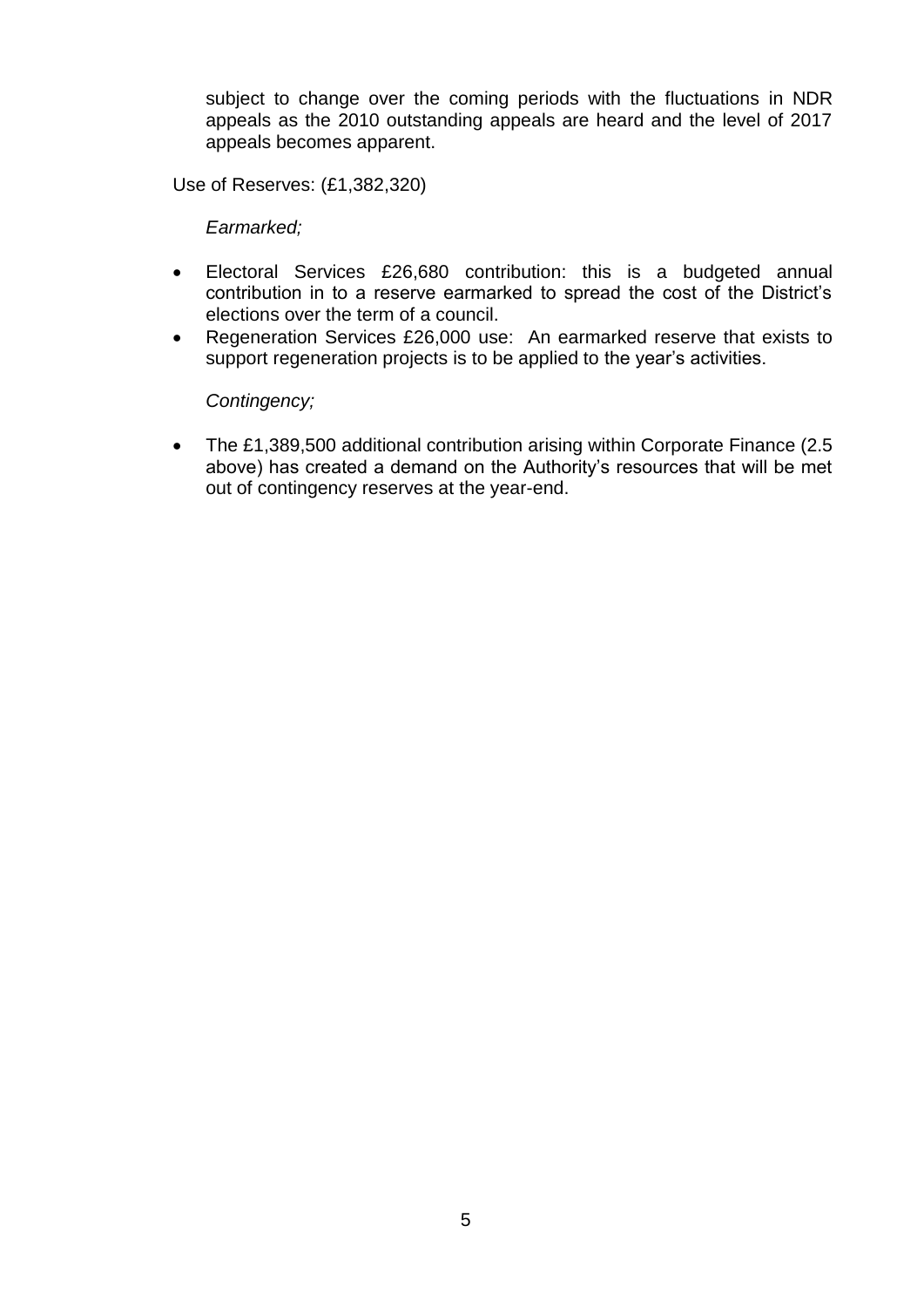subject to change over the coming periods with the fluctuations in NDR appeals as the 2010 outstanding appeals are heard and the level of 2017 appeals becomes apparent.

Use of Reserves: (£1,382,320)

*Earmarked;*

- Electoral Services £26,680 contribution: this is a budgeted annual contribution in to a reserve earmarked to spread the cost of the District's elections over the term of a council.
- Regeneration Services £26,000 use: An earmarked reserve that exists to support regeneration projects is to be applied to the year's activities.

*Contingency;*

- The £1,389,500 additional contribution arising within Corporate Finance (2.5 above) has created a demand on the Authority's resources that will be met out of contingency reserves at the year-end.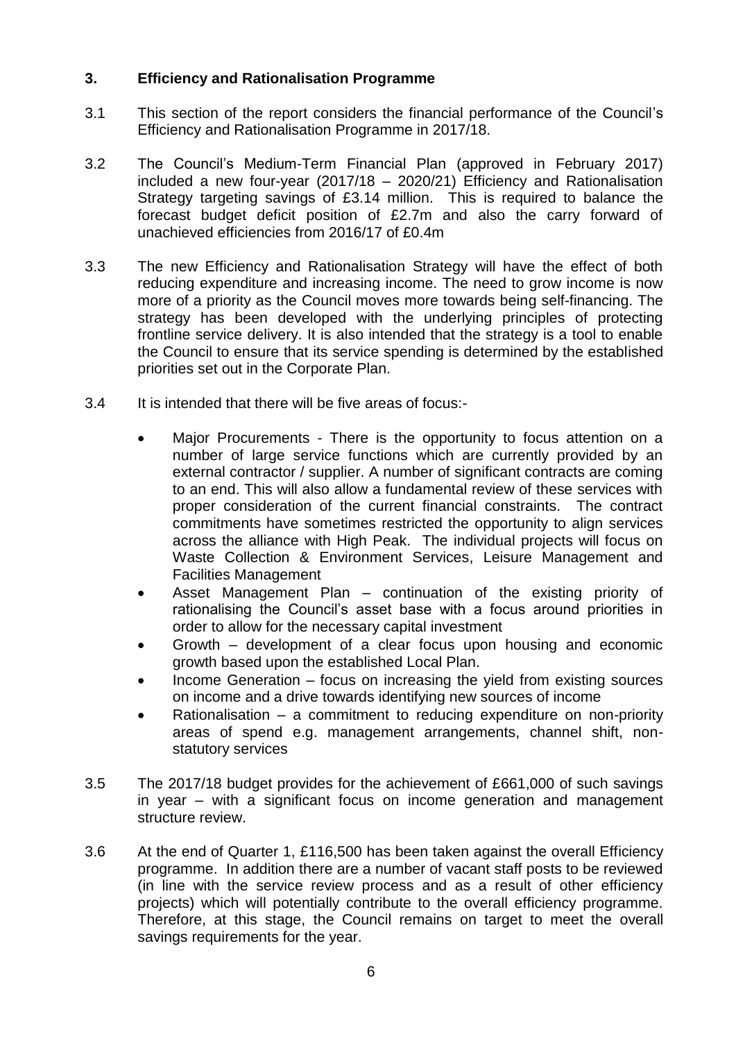## 3. Efficiency and Rationalisation Programme

3.1 This section of the report considers the financial performance of the Council's Efficiency and Rationalisation Programme in 2017/18.

3.2 The Council's Medium-Term Financial Plan (approved in February 2017) included a new four-year (2017/18 – 2020/21) Efficiency and Rationalisation Strategy targeting savings of £3.14 million. This is required to balance the forecast budget deficit position of £2.7m and also the carry forward of unachieved efficiencies from 2016/17 of £0.4m

3.3 The new Efficiency and Rationalisation Strategy will have the effect of both reducing expenditure and increasing income. The need to grow income is now more of a priority as the Council moves more towards being self-financing. The strategy has been developed with the underlying principles of protecting frontline service delivery. It is also intended that the strategy is a tool to enable the Council to ensure that its service spending is determined by the established priorities set out in the Corporate Plan.

3.4 It is intended that there will be five areas of focus:-

- Major Procurements - There is the opportunity to focus attention on a number of large service functions which are currently provided by an external contractor / supplier. A number of significant contracts are coming to an end. This will also allow a fundamental review of these services with proper consideration of the current financial constraints. The contract commitments have sometimes restricted the opportunity to align services across the alliance with High Peak. The individual projects will focus on Waste Collection & Environment Services, Leisure Management and Facilities Management
- Asset Management Plan – continuation of the existing priority of rationalising the Council's asset base with a focus around priorities in order to allow for the necessary capital investment
- Growth – development of a clear focus upon housing and economic growth based upon the established Local Plan.
- Income Generation – focus on increasing the yield from existing sources on income and a drive towards identifying new sources of income
- Rationalisation – a commitment to reducing expenditure on non-priority areas of spend e.g. management arrangements, channel shift, non-statutory services

3.5 The 2017/18 budget provides for the achievement of £661,000 of such savings in year – with a significant focus on income generation and management structure review.

3.6 At the end of Quarter 1, £116,500 has been taken against the overall Efficiency programme. In addition there are a number of vacant staff posts to be reviewed (in line with the service review process and as a result of other efficiency projects) which will potentially contribute to the overall efficiency programme. Therefore, at this stage, the Council remains on target to meet the overall savings requirements for the year.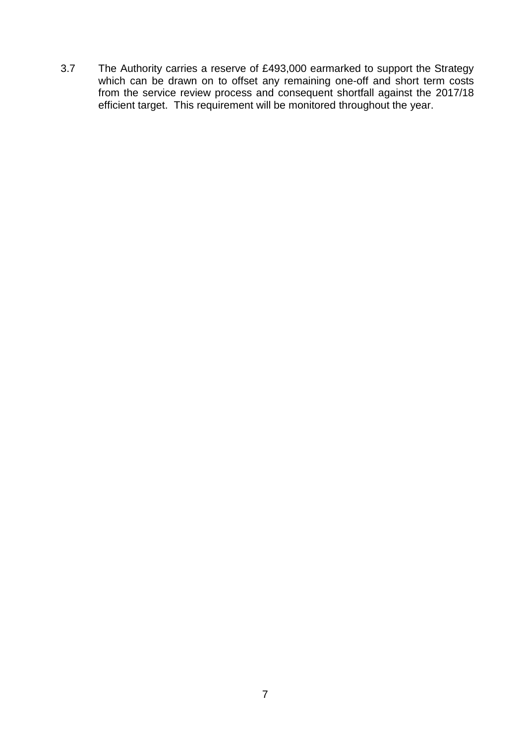3.7 The Authority carries a reserve of £493,000 earmarked to support the Strategy which can be drawn on to offset any remaining one-off and short term costs from the service review process and consequent shortfall against the 2017/18 efficient target. This requirement will be monitored throughout the year.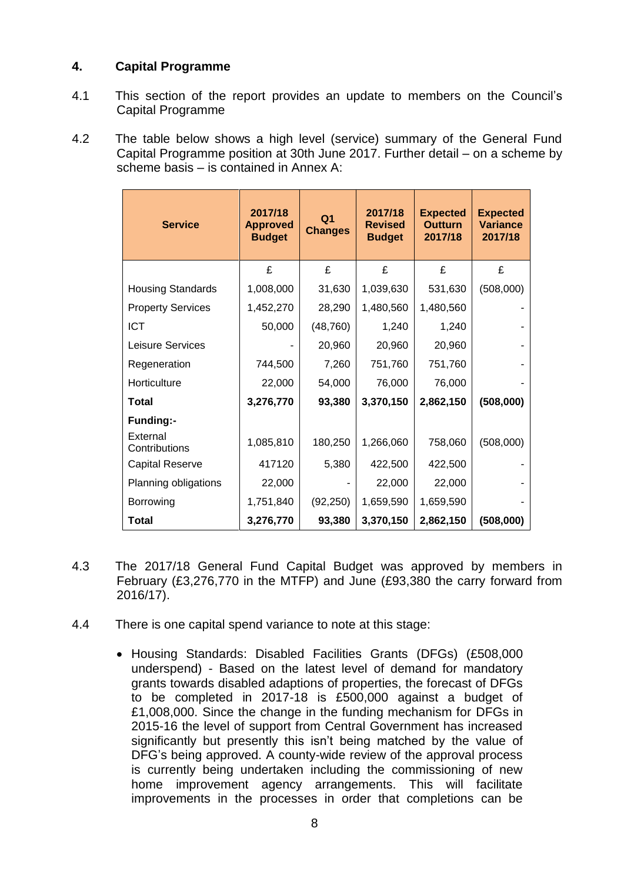## 4. Capital Programme

4.1 This section of the report provides an update to members on the Council's Capital Programme

4.2 The table below shows a high level (service) summary of the General Fund Capital Programme position at 30th June 2017. Further detail – on a scheme by scheme basis – is contained in Annex A:

| Service | 2017/18 Approved Budget | Q1 Changes | 2017/18 Revised Budget | Expected Outturn 2017/18 | Expected Variance 2017/18 |
|---|---|---|---|---|---|
| | £ | £ | £ | £ | £ |
| Housing Standards | 1,008,000 | 31,630 | 1,039,630 | 531,630 | (508,000) |
| Property Services | 1,452,270 | 28,290 | 1,480,560 | 1,480,560 | - |
| ICT | 50,000 | (48,760) | 1,240 | 1,240 | - |
| Leisure Services | - | 20,960 | 20,960 | 20,960 | - |
| Regeneration | 744,500 | 7,260 | 751,760 | 751,760 | - |
| Horticulture | 22,000 | 54,000 | 76,000 | 76,000 | - |
| **Total** | **3,276,770** | **93,380** | **3,370,150** | **2,862,150** | **(508,000)** |
| **Funding:-** | | | | | |
| External Contributions | 1,085,810 | 180,250 | 1,266,060 | 758,060 | (508,000) |
| Capital Reserve | 417120 | 5,380 | 422,500 | 422,500 | - |
| Planning obligations | 22,000 | - | 22,000 | 22,000 | - |
| Borrowing | 1,751,840 | (92,250) | 1,659,590 | 1,659,590 | - |
| **Total** | **3,276,770** | **93,380** | **3,370,150** | **2,862,150** | **(508,000)** |

4.3 The 2017/18 General Fund Capital Budget was approved by members in February (£3,276,770 in the MTFP) and June (£93,380 the carry forward from 2016/17).

4.4 There is one capital spend variance to note at this stage:

- Housing Standards: Disabled Facilities Grants (DFGs) (£508,000 underspend) - Based on the latest level of demand for mandatory grants towards disabled adaptions of properties, the forecast of DFGs to be completed in 2017-18 is £500,000 against a budget of £1,008,000. Since the change in the funding mechanism for DFGs in 2015-16 the level of support from Central Government has increased significantly but presently this isn't being matched by the value of DFG's being approved. A county-wide review of the approval process is currently being undertaken including the commissioning of new home improvement agency arrangements. This will facilitate improvements in the processes in order that completions can be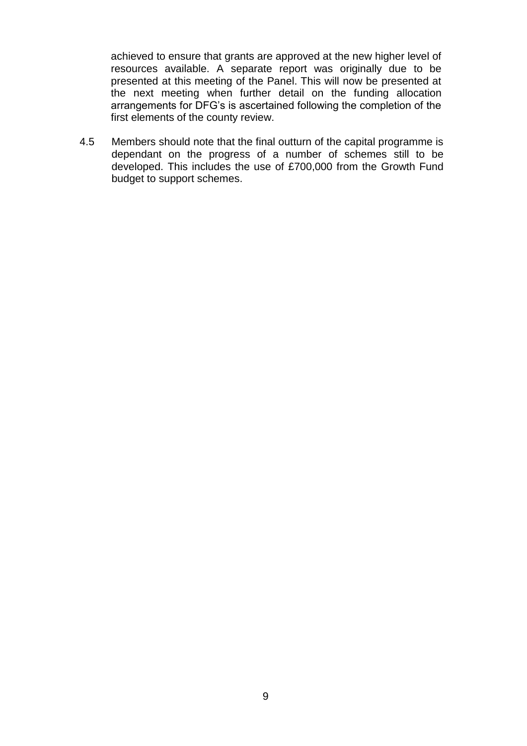achieved to ensure that grants are approved at the new higher level of resources available. A separate report was originally due to be presented at this meeting of the Panel. This will now be presented at the next meeting when further detail on the funding allocation arrangements for DFG's is ascertained following the completion of the first elements of the county review.

4.5 Members should note that the final outturn of the capital programme is dependant on the progress of a number of schemes still to be developed. This includes the use of £700,000 from the Growth Fund budget to support schemes.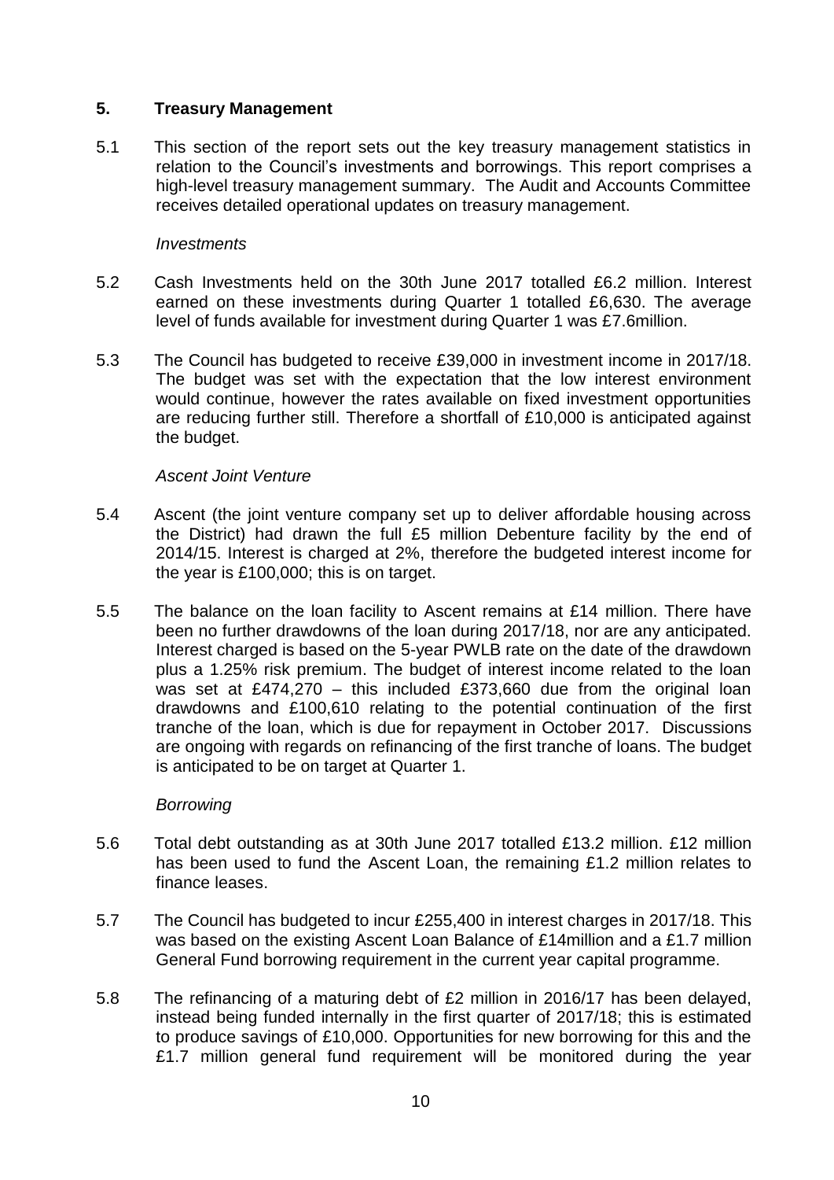## 5. Treasury Management

5.1 This section of the report sets out the key treasury management statistics in relation to the Council's investments and borrowings. This report comprises a high-level treasury management summary. The Audit and Accounts Committee receives detailed operational updates on treasury management.

*Investments*

5.2 Cash Investments held on the 30th June 2017 totalled £6.2 million. Interest earned on these investments during Quarter 1 totalled £6,630. The average level of funds available for investment during Quarter 1 was £7.6million.

5.3 The Council has budgeted to receive £39,000 in investment income in 2017/18. The budget was set with the expectation that the low interest environment would continue, however the rates available on fixed investment opportunities are reducing further still. Therefore a shortfall of £10,000 is anticipated against the budget.

*Ascent Joint Venture*

5.4 Ascent (the joint venture company set up to deliver affordable housing across the District) had drawn the full £5 million Debenture facility by the end of 2014/15. Interest is charged at 2%, therefore the budgeted interest income for the year is £100,000; this is on target.

5.5 The balance on the loan facility to Ascent remains at £14 million. There have been no further drawdowns of the loan during 2017/18, nor are any anticipated. Interest charged is based on the 5-year PWLB rate on the date of the drawdown plus a 1.25% risk premium. The budget of interest income related to the loan was set at £474,270 – this included £373,660 due from the original loan drawdowns and £100,610 relating to the potential continuation of the first tranche of the loan, which is due for repayment in October 2017. Discussions are ongoing with regards on refinancing of the first tranche of loans. The budget is anticipated to be on target at Quarter 1.

*Borrowing*

5.6 Total debt outstanding as at 30th June 2017 totalled £13.2 million. £12 million has been used to fund the Ascent Loan, the remaining £1.2 million relates to finance leases.

5.7 The Council has budgeted to incur £255,400 in interest charges in 2017/18. This was based on the existing Ascent Loan Balance of £14million and a £1.7 million General Fund borrowing requirement in the current year capital programme.

5.8 The refinancing of a maturing debt of £2 million in 2016/17 has been delayed, instead being funded internally in the first quarter of 2017/18; this is estimated to produce savings of £10,000. Opportunities for new borrowing for this and the £1.7 million general fund requirement will be monitored during the year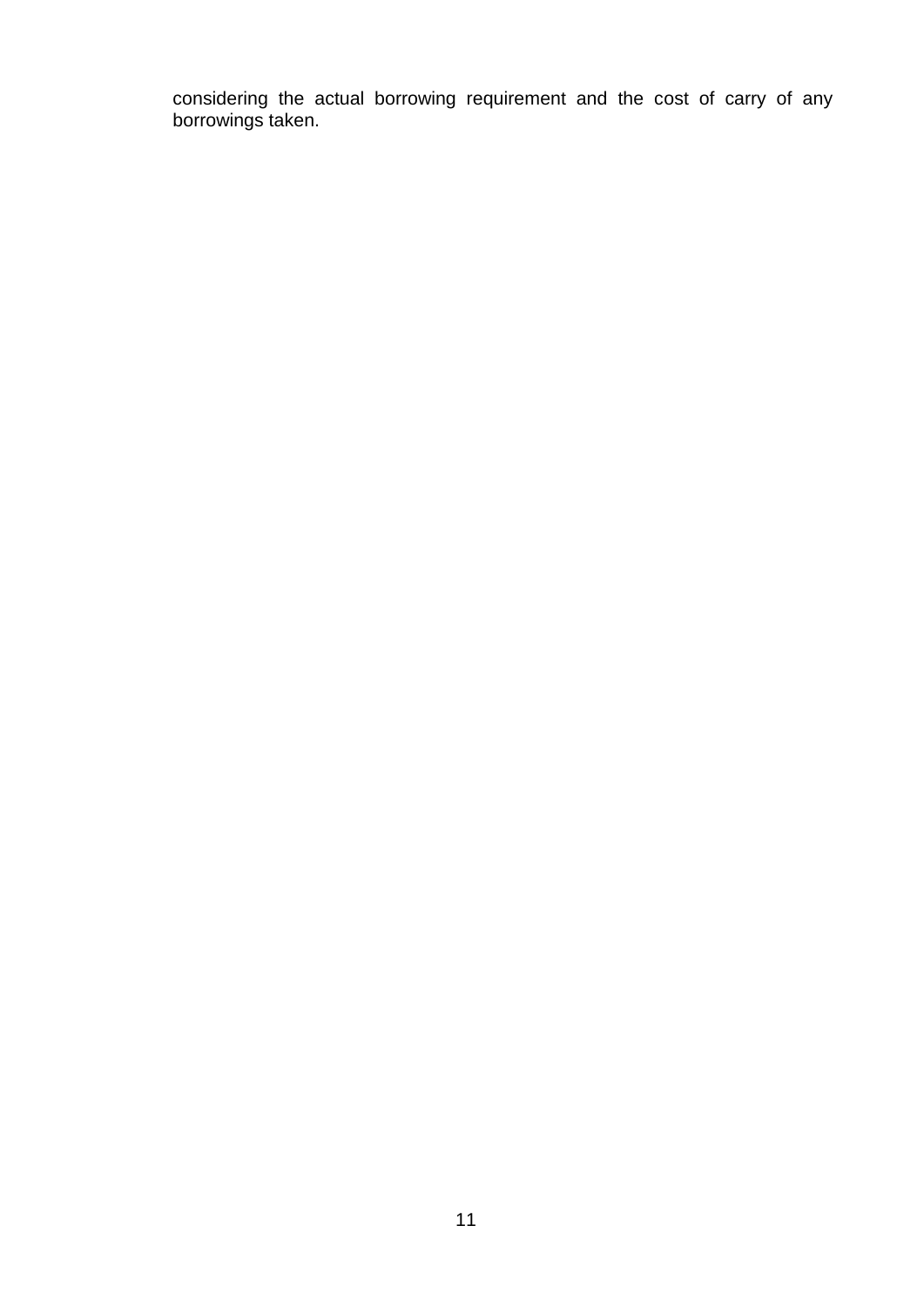considering the actual borrowing requirement and the cost of carry of any borrowings taken.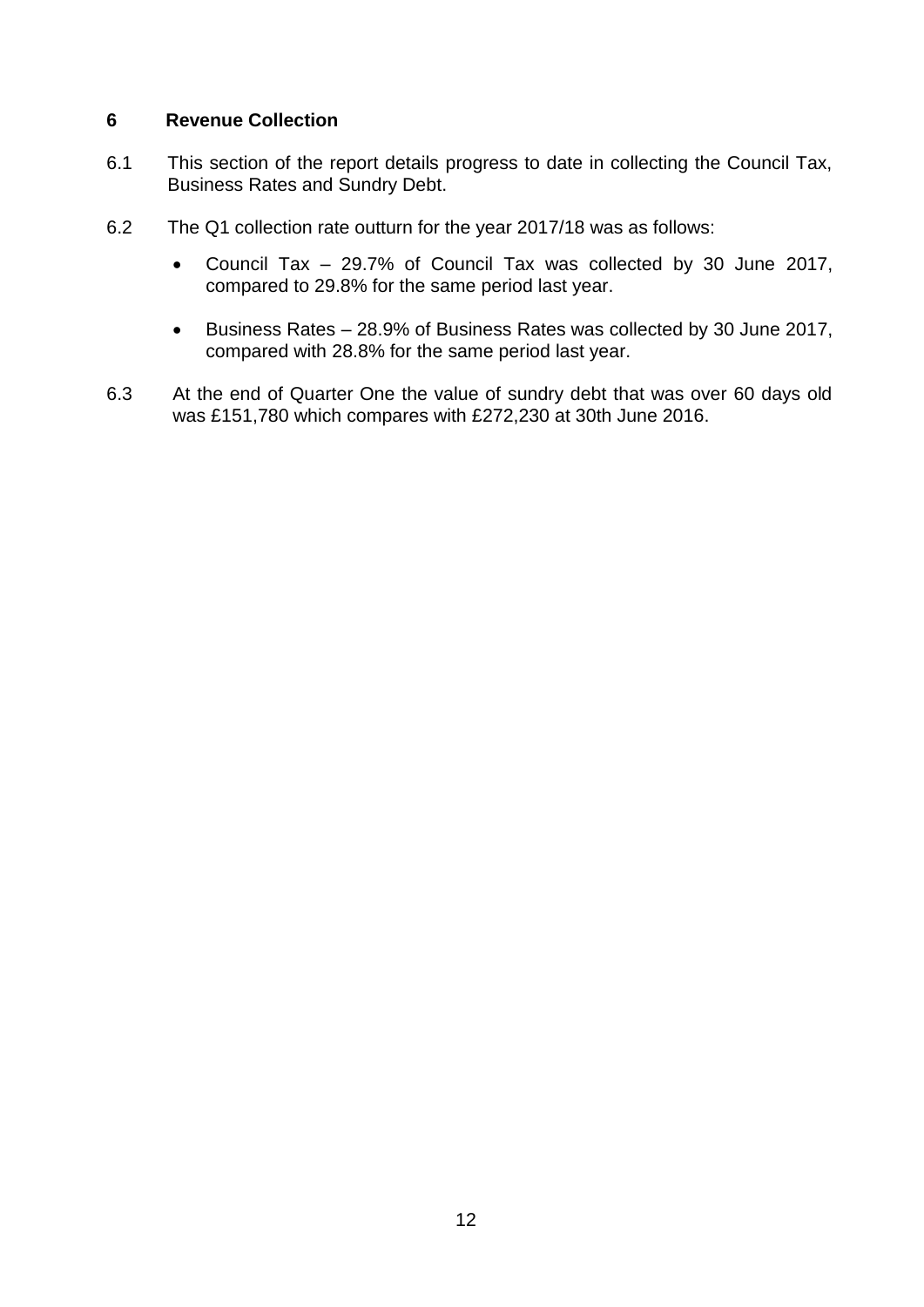## 6 Revenue Collection

6.1 This section of the report details progress to date in collecting the Council Tax, Business Rates and Sundry Debt.

6.2 The Q1 collection rate outturn for the year 2017/18 was as follows:

- Council Tax – 29.7% of Council Tax was collected by 30 June 2017, compared to 29.8% for the same period last year.

- Business Rates – 28.9% of Business Rates was collected by 30 June 2017, compared with 28.8% for the same period last year.

6.3 At the end of Quarter One the value of sundry debt that was over 60 days old was £151,780 which compares with £272,230 at 30th June 2016.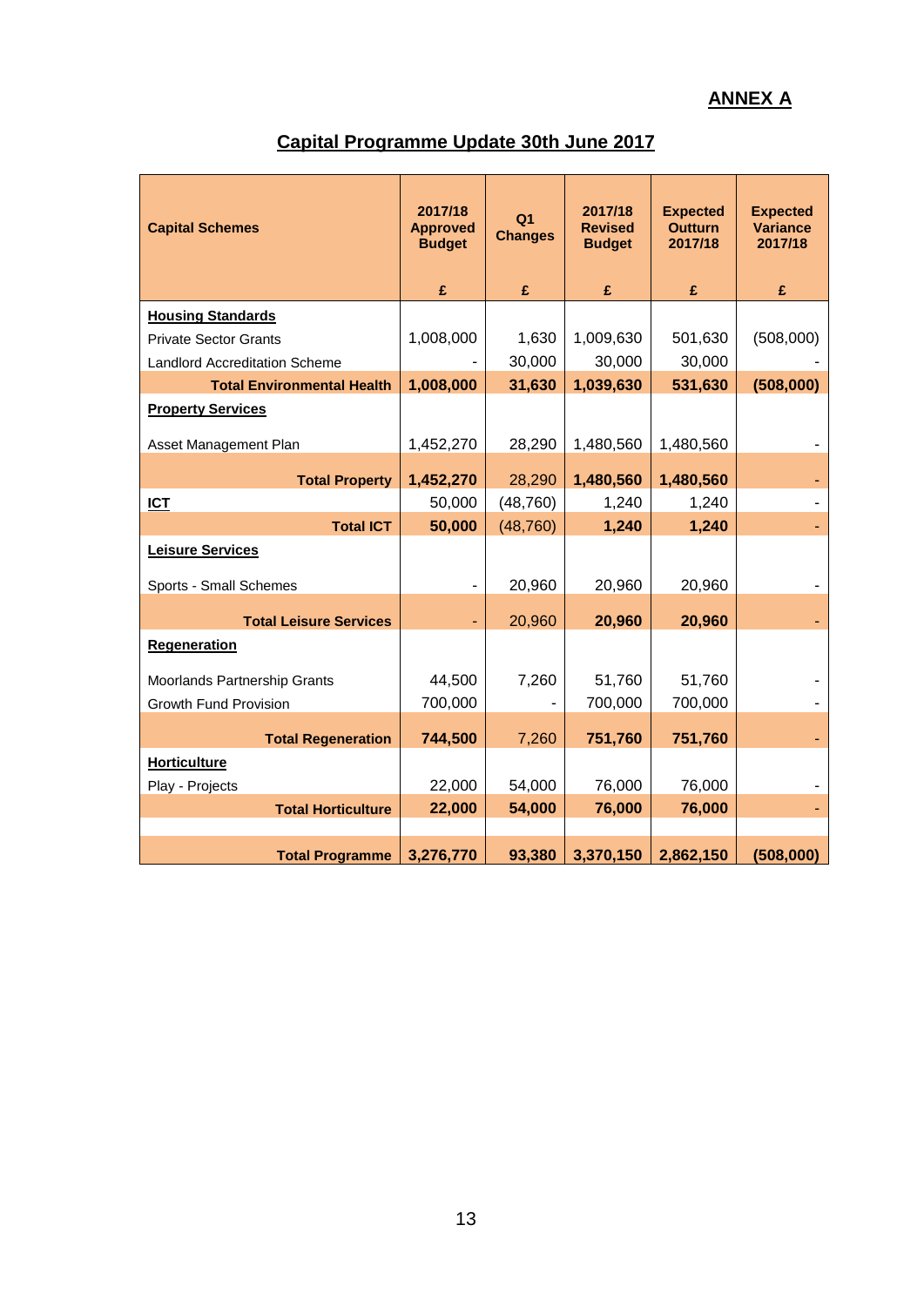**ANNEX A**

## Capital Programme Update 30th June 2017

| Capital Schemes | 2017/18 Approved Budget | Q1 Changes | 2017/18 Revised Budget | Expected Outturn 2017/18 | Expected Variance 2017/18 |
|---|---|---|---|---|---|
| | £ | £ | £ | £ | £ |
| **Housing Standards** | | | | | |
| Private Sector Grants | 1,008,000 | 1,630 | 1,009,630 | 501,630 | (508,000) |
| Landlord Accreditation Scheme | - | 30,000 | 30,000 | 30,000 | - |
| **Total Environmental Health** | **1,008,000** | **31,630** | **1,039,630** | **531,630** | **(508,000)** |
| **Property Services** | | | | | |
| Asset Management Plan | 1,452,270 | 28,290 | 1,480,560 | 1,480,560 | - |
| **Total Property** | **1,452,270** | 28,290 | **1,480,560** | **1,480,560** | - |
| **ICT** | 50,000 | (48,760) | 1,240 | 1,240 | - |
| **Total ICT** | **50,000** | (48,760) | **1,240** | **1,240** | - |
| **Leisure Services** | | | | | |
| Sports - Small Schemes | - | 20,960 | 20,960 | 20,960 | - |
| **Total Leisure Services** | - | 20,960 | **20,960** | **20,960** | - |
| **Regeneration** | | | | | |
| Moorlands Partnership Grants | 44,500 | 7,260 | 51,760 | 51,760 | - |
| Growth Fund Provision | 700,000 | - | 700,000 | 700,000 | - |
| **Total Regeneration** | **744,500** | 7,260 | **751,760** | **751,760** | - |
| **Horticulture** | | | | | |
| Play - Projects | 22,000 | 54,000 | 76,000 | 76,000 | - |
| **Total Horticulture** | **22,000** | **54,000** | **76,000** | **76,000** | - |
| | | | | | |
| **Total Programme** | **3,276,770** | **93,380** | **3,370,150** | **2,862,150** | **(508,000)** |